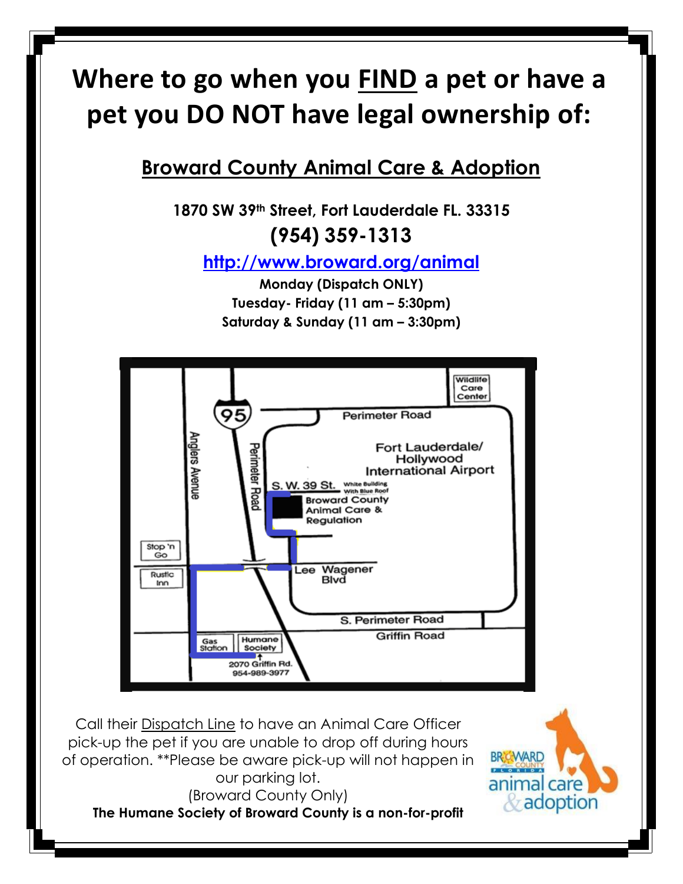# Where to go when you FIND a pet or have a pet you DO NOT have legal ownership of:

## Broward County Animal Care & Adoption

**1870 SW 39th Street, Fort Lauderdale FL. 33315**

**(954) 359-1313**

**http://www.broward.org/animal**

**Monday (Dispatch ONLY)**
**Tuesday- Friday (11 am – 5:30pm)**
**Saturday & Sunday (11 am – 3:30pm)**

Call their Dispatch Line to have an Animal Care Officer pick-up the pet if you are unable to drop off during hours of operation. **Please be aware pick-up will not happen in our parking lot.
(Broward County Only)

**The Humane Society of Broward County is a non-for-profit**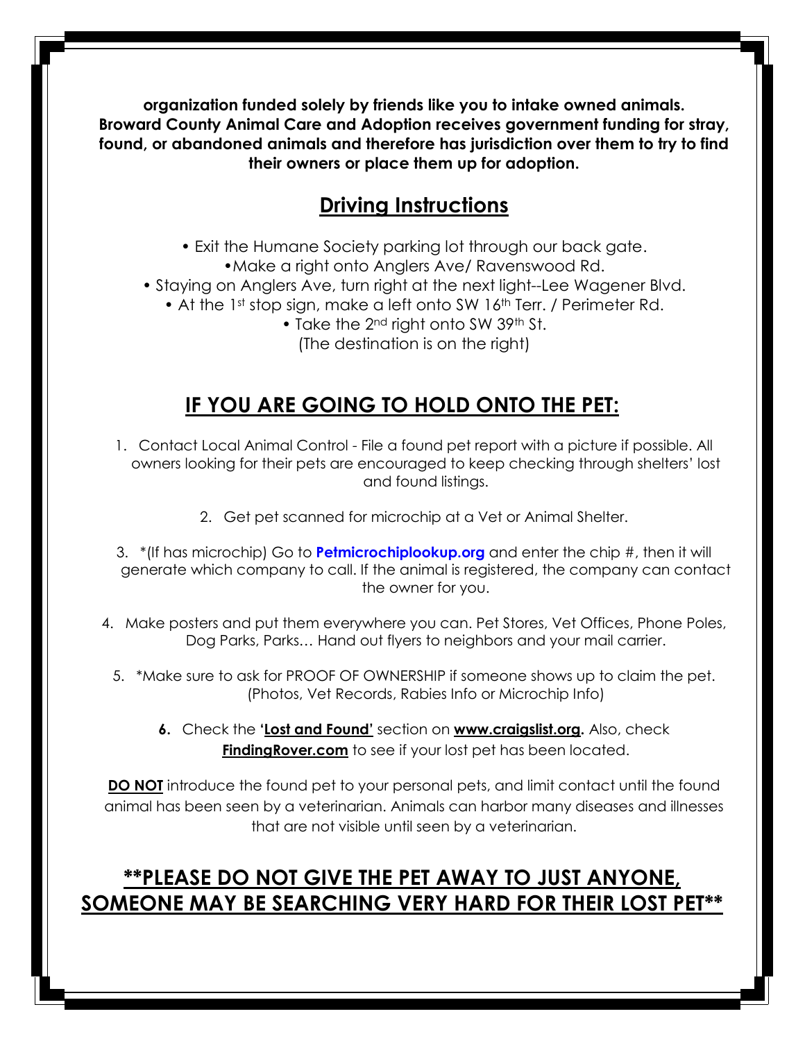**organization funded solely by friends like you to intake owned animals. Broward County Animal Care and Adoption receives government funding for stray, found, or abandoned animals and therefore has jurisdiction over them to try to find their owners or place them up for adoption.**

## Driving Instructions

- Exit the Humane Society parking lot through our back gate.
- Make a right onto Anglers Ave/ Ravenswood Rd.
- Staying on Anglers Ave, turn right at the next light--Lee Wagener Blvd.
- At the 1st stop sign, make a left onto SW 16th Terr. / Perimeter Rd.
- Take the 2nd right onto SW 39th St.

(The destination is on the right)

## IF YOU ARE GOING TO HOLD ONTO THE PET:

1. Contact Local Animal Control - File a found pet report with a picture if possible. All owners looking for their pets are encouraged to keep checking through shelters' lost and found listings.
2. Get pet scanned for microchip at a Vet or Animal Shelter.
3. *(If has microchip) Go to **Petmicrochiplookup.org** and enter the chip #, then it will generate which company to call. If the animal is registered, the company can contact the owner for you.
4. Make posters and put them everywhere you can. Pet Stores, Vet Offices, Phone Poles, Dog Parks, Parks… Hand out flyers to neighbors and your mail carrier.
5. *Make sure to ask for PROOF OF OWNERSHIP if someone shows up to claim the pet. (Photos, Vet Records, Rabies Info or Microchip Info)
6. Check the **'Lost and Found'** section on **www.craigslist.org**. Also, check **FindingRover.com** to see if your lost pet has been located.

**DO NOT** introduce the found pet to your personal pets, and limit contact until the found animal has been seen by a veterinarian. Animals can harbor many diseases and illnesses that are not visible until seen by a veterinarian.

## **PLEASE DO NOT GIVE THE PET AWAY TO JUST ANYONE, SOMEONE MAY BE SEARCHING VERY HARD FOR THEIR LOST PET**